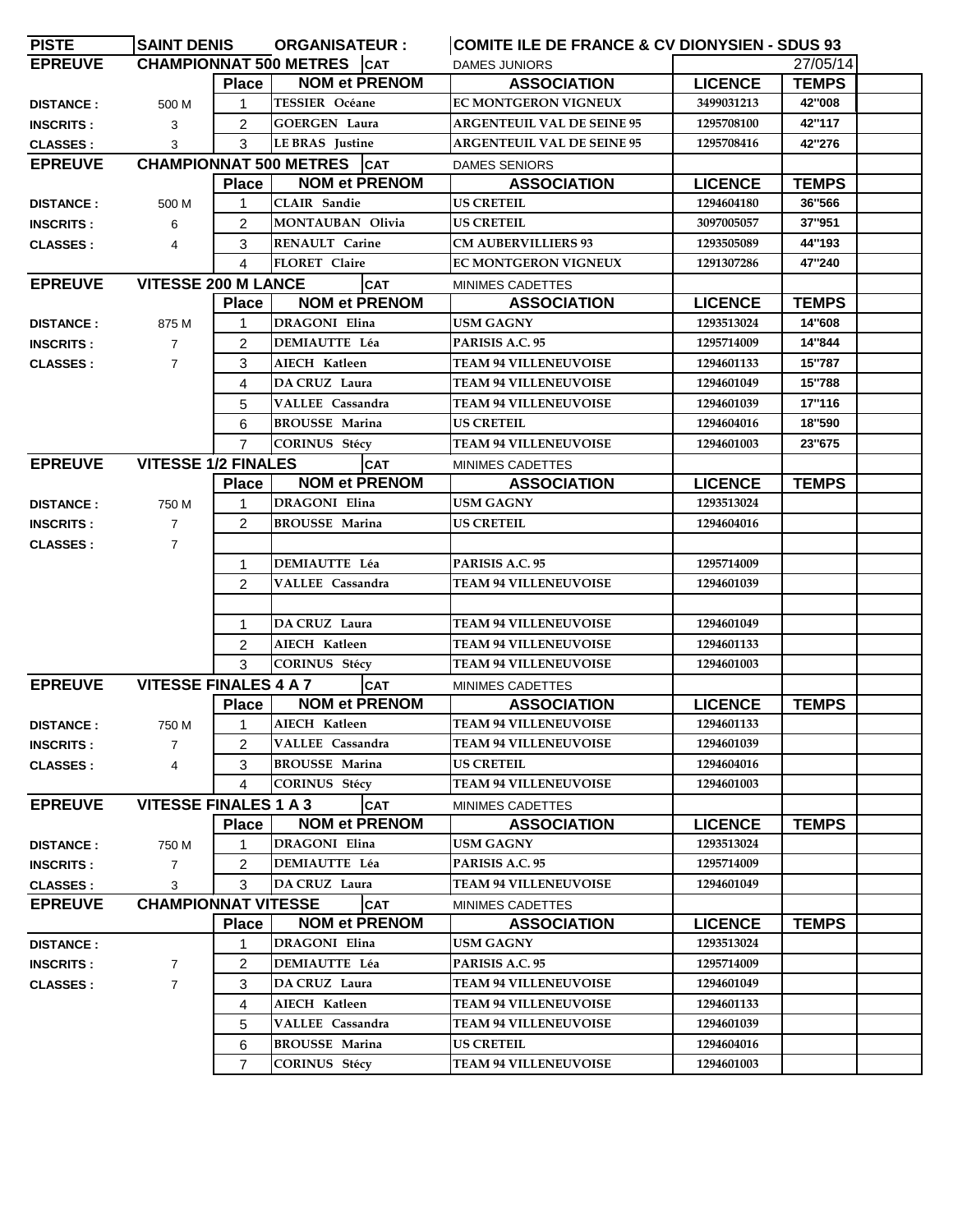| PISTE | SAINT DENIS | ORGANISATEUR : | COMITE ILE DE FRANCE & CV DIONYSIEN - SDUS 93 | | |
|---|---|---|---|---|---|
| **EPREUVE** | **CHAMPIONNAT 500 METRES** | **CAT** | DAMES JUNIORS | | 27/05/14 |

| | | Place | NOM et PRENOM | ASSOCIATION | LICENCE | TEMPS |
|---|---|---|---|---|---|---|
| **DISTANCE :** | 500 M | 1 | TESSIER Océane | EC MONTGERON VIGNEUX | 3499031213 | 42"008 |
| **INSCRITS :** | 3 | 2 | GOERGEN Laura | ARGENTEUIL VAL DE SEINE 95 | 1295708100 | 42"117 |
| **CLASSES :** | 3 | 3 | LE BRAS Justine | ARGENTEUIL VAL DE SEINE 95 | 1295708416 | 42"276 |

**EPREUVE** — **CHAMPIONNAT 500 METRES** — **CAT** DAMES SENIORS

| | | Place | NOM et PRENOM | ASSOCIATION | LICENCE | TEMPS |
|---|---|---|---|---|---|---|
| **DISTANCE :** | 500 M | 1 | CLAIR Sandie | US CRETEIL | 1294604180 | 36"566 |
| **INSCRITS :** | 6 | 2 | MONTAUBAN Olivia | US CRETEIL | 3097005057 | 37"951 |
| **CLASSES :** | 4 | 3 | RENAULT Carine | CM AUBERVILLIERS 93 | 1293505089 | 44"193 |
| | | 4 | FLORET Claire | EC MONTGERON VIGNEUX | 1291307286 | 47"240 |

**EPREUVE** — **VITESSE 200 M LANCE** — **CAT** MINIMES CADETTES

| | | Place | NOM et PRENOM | ASSOCIATION | LICENCE | TEMPS |
|---|---|---|---|---|---|---|
| **DISTANCE :** | 875 M | 1 | DRAGONI Elina | USM GAGNY | 1293513024 | 14"608 |
| **INSCRITS :** | 7 | 2 | DEMIAUTTE Léa | PARISIS A.C. 95 | 1295714009 | 14"844 |
| **CLASSES :** | 7 | 3 | AIECH Katleen | TEAM 94 VILLENEUVOISE | 1294601133 | 15"787 |
| | | 4 | DA CRUZ Laura | TEAM 94 VILLENEUVOISE | 1294601049 | 15"788 |
| | | 5 | VALLEE Cassandra | TEAM 94 VILLENEUVOISE | 1294601039 | 17"116 |
| | | 6 | BROUSSE Marina | US CRETEIL | 1294604016 | 18"590 |
| | | 7 | CORINUS Stécy | TEAM 94 VILLENEUVOISE | 1294601003 | 23"675 |

**EPREUVE** — **VITESSE 1/2 FINALES** — **CAT** MINIMES CADETTES

| | | Place | NOM et PRENOM | ASSOCIATION | LICENCE | TEMPS |
|---|---|---|---|---|---|---|
| **DISTANCE :** | 750 M | 1 | DRAGONI Elina | USM GAGNY | 1293513024 | |
| **INSCRITS :** | 7 | 2 | BROUSSE Marina | US CRETEIL | 1294604016 | |
| **CLASSES :** | 7 | | | | | |
| | | 1 | DEMIAUTTE Léa | PARISIS A.C. 95 | 1295714009 | |
| | | 2 | VALLEE Cassandra | TEAM 94 VILLENEUVOISE | 1294601039 | |
| | | | | | | |
| | | 1 | DA CRUZ Laura | TEAM 94 VILLENEUVOISE | 1294601049 | |
| | | 2 | AIECH Katleen | TEAM 94 VILLENEUVOISE | 1294601133 | |
| | | 3 | CORINUS Stécy | TEAM 94 VILLENEUVOISE | 1294601003 | |

**EPREUVE** — **VITESSE FINALES 4 A 7** — **CAT** MINIMES CADETTES

| | | Place | NOM et PRENOM | ASSOCIATION | LICENCE | TEMPS |
|---|---|---|---|---|---|---|
| **DISTANCE :** | 750 M | 1 | AIECH Katleen | TEAM 94 VILLENEUVOISE | 1294601133 | |
| **INSCRITS :** | 7 | 2 | VALLEE Cassandra | TEAM 94 VILLENEUVOISE | 1294601039 | |
| **CLASSES :** | 4 | 3 | BROUSSE Marina | US CRETEIL | 1294604016 | |
| | | 4 | CORINUS Stécy | TEAM 94 VILLENEUVOISE | 1294601003 | |

**EPREUVE** — **VITESSE FINALES 1 A 3** — **CAT** MINIMES CADETTES

| | | Place | NOM et PRENOM | ASSOCIATION | LICENCE | TEMPS |
|---|---|---|---|---|---|---|
| **DISTANCE :** | 750 M | 1 | DRAGONI Elina | USM GAGNY | 1293513024 | |
| **INSCRITS :** | 7 | 2 | DEMIAUTTE Léa | PARISIS A.C. 95 | 1295714009 | |
| **CLASSES :** | 3 | 3 | DA CRUZ Laura | TEAM 94 VILLENEUVOISE | 1294601049 | |

**EPREUVE** — **CHAMPIONNAT VITESSE** — **CAT** MINIMES CADETTES

| | | Place | NOM et PRENOM | ASSOCIATION | LICENCE | TEMPS |
|---|---|---|---|---|---|---|
| **DISTANCE :** | | 1 | DRAGONI Elina | USM GAGNY | 1293513024 | |
| **INSCRITS :** | 7 | 2 | DEMIAUTTE Léa | PARISIS A.C. 95 | 1295714009 | |
| **CLASSES :** | 7 | 3 | DA CRUZ Laura | TEAM 94 VILLENEUVOISE | 1294601049 | |
| | | 4 | AIECH Katleen | TEAM 94 VILLENEUVOISE | 1294601133 | |
| | | 5 | VALLEE Cassandra | TEAM 94 VILLENEUVOISE | 1294601039 | |
| | | 6 | BROUSSE Marina | US CRETEIL | 1294604016 | |
| | | 7 | CORINUS Stécy | TEAM 94 VILLENEUVOISE | 1294601003 | |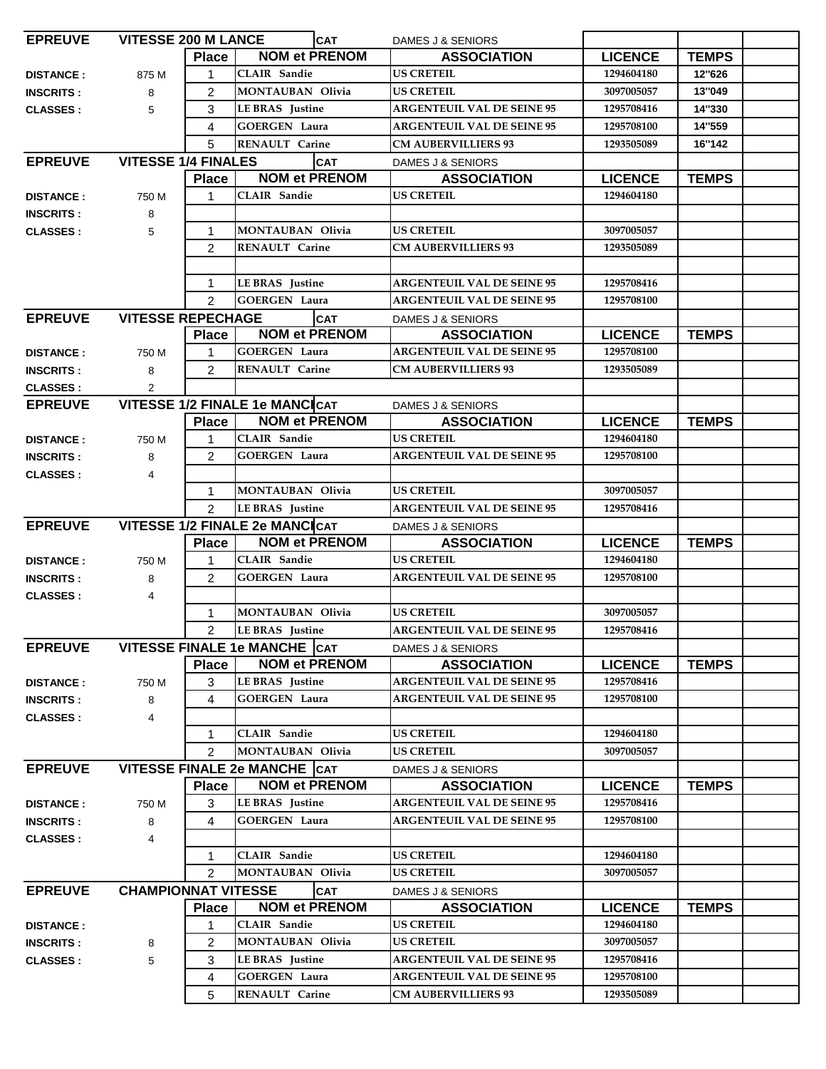| EPREUVE | VITESSE 200 M LANCE | | CAT | DAMES J & SENIORS | | | |
|---|---|---|---|---|---|---|---|
| | | Place | NOM et PRENOM | ASSOCIATION | LICENCE | TEMPS | |
| DISTANCE : | 875 M | 1 | CLAIR Sandie | US CRETEIL | 1294604180 | 12"626 | |
| INSCRITS : | 8 | 2 | MONTAUBAN Olivia | US CRETEIL | 3097005057 | 13"049 | |
| CLASSES : | 5 | 3 | LE BRAS Justine | ARGENTEUIL VAL DE SEINE 95 | 1295708416 | 14"330 | |
| | | 4 | GOERGEN Laura | ARGENTEUIL VAL DE SEINE 95 | 1295708100 | 14"559 | |
| | | 5 | RENAULT Carine | CM AUBERVILLIERS 93 | 1293505089 | 16"142 | |

| EPREUVE | VITESSE 1/4 FINALES | | CAT | DAMES J & SENIORS | | | |
|---|---|---|---|---|---|---|---|
| | | Place | NOM et PRENOM | ASSOCIATION | LICENCE | TEMPS | |
| DISTANCE : | 750 M | 1 | CLAIR Sandie | US CRETEIL | 1294604180 | | |
| INSCRITS : | 8 | | | | | | |
| CLASSES : | 5 | 1 | MONTAUBAN Olivia | US CRETEIL | 3097005057 | | |
| | | 2 | RENAULT Carine | CM AUBERVILLIERS 93 | 1293505089 | | |
| | | | | | | | |
| | | 1 | LE BRAS Justine | ARGENTEUIL VAL DE SEINE 95 | 1295708416 | | |
| | | 2 | GOERGEN Laura | ARGENTEUIL VAL DE SEINE 95 | 1295708100 | | |

| EPREUVE | VITESSE REPECHAGE | | CAT | DAMES J & SENIORS | | | |
|---|---|---|---|---|---|---|---|
| | | Place | NOM et PRENOM | ASSOCIATION | LICENCE | TEMPS | |
| DISTANCE : | 750 M | 1 | GOERGEN Laura | ARGENTEUIL VAL DE SEINE 95 | 1295708100 | | |
| INSCRITS : | 8 | 2 | RENAULT Carine | CM AUBERVILLIERS 93 | 1293505089 | | |
| CLASSES : | 2 | | | | | | |

| EPREUVE | VITESSE 1/2 FINALE 1e MANCHE | | CAT | DAMES J & SENIORS | | | |
|---|---|---|---|---|---|---|---|
| | | Place | NOM et PRENOM | ASSOCIATION | LICENCE | TEMPS | |
| DISTANCE : | 750 M | 1 | CLAIR Sandie | US CRETEIL | 1294604180 | | |
| INSCRITS : | 8 | 2 | GOERGEN Laura | ARGENTEUIL VAL DE SEINE 95 | 1295708100 | | |
| CLASSES : | 4 | | | | | | |
| | | 1 | MONTAUBAN Olivia | US CRETEIL | 3097005057 | | |
| | | 2 | LE BRAS Justine | ARGENTEUIL VAL DE SEINE 95 | 1295708416 | | |

| EPREUVE | VITESSE 1/2 FINALE 2e MANCHE | | CAT | DAMES J & SENIORS | | | |
|---|---|---|---|---|---|---|---|
| | | Place | NOM et PRENOM | ASSOCIATION | LICENCE | TEMPS | |
| DISTANCE : | 750 M | 1 | CLAIR Sandie | US CRETEIL | 1294604180 | | |
| INSCRITS : | 8 | 2 | GOERGEN Laura | ARGENTEUIL VAL DE SEINE 95 | 1295708100 | | |
| CLASSES : | 4 | | | | | | |
| | | 1 | MONTAUBAN Olivia | US CRETEIL | 3097005057 | | |
| | | 2 | LE BRAS Justine | ARGENTEUIL VAL DE SEINE 95 | 1295708416 | | |

| EPREUVE | VITESSE FINALE 1e MANCHE | | CAT | DAMES J & SENIORS | | | |
|---|---|---|---|---|---|---|---|
| | | Place | NOM et PRENOM | ASSOCIATION | LICENCE | TEMPS | |
| DISTANCE : | 750 M | 3 | LE BRAS Justine | ARGENTEUIL VAL DE SEINE 95 | 1295708416 | | |
| INSCRITS : | 8 | 4 | GOERGEN Laura | ARGENTEUIL VAL DE SEINE 95 | 1295708100 | | |
| CLASSES : | 4 | | | | | | |
| | | 1 | CLAIR Sandie | US CRETEIL | 1294604180 | | |
| | | 2 | MONTAUBAN Olivia | US CRETEIL | 3097005057 | | |

| EPREUVE | VITESSE FINALE 2e MANCHE | | CAT | DAMES J & SENIORS | | | |
|---|---|---|---|---|---|---|---|
| | | Place | NOM et PRENOM | ASSOCIATION | LICENCE | TEMPS | |
| DISTANCE : | 750 M | 3 | LE BRAS Justine | ARGENTEUIL VAL DE SEINE 95 | 1295708416 | | |
| INSCRITS : | 8 | 4 | GOERGEN Laura | ARGENTEUIL VAL DE SEINE 95 | 1295708100 | | |
| CLASSES : | 4 | | | | | | |
| | | 1 | CLAIR Sandie | US CRETEIL | 1294604180 | | |
| | | 2 | MONTAUBAN Olivia | US CRETEIL | 3097005057 | | |

| EPREUVE | CHAMPIONNAT VITESSE | | CAT | DAMES J & SENIORS | | | |
|---|---|---|---|---|---|---|---|
| | | Place | NOM et PRENOM | ASSOCIATION | LICENCE | TEMPS | |
| DISTANCE : | | 1 | CLAIR Sandie | US CRETEIL | 1294604180 | | |
| INSCRITS : | 8 | 2 | MONTAUBAN Olivia | US CRETEIL | 3097005057 | | |
| CLASSES : | 5 | 3 | LE BRAS Justine | ARGENTEUIL VAL DE SEINE 95 | 1295708416 | | |
| | | 4 | GOERGEN Laura | ARGENTEUIL VAL DE SEINE 95 | 1295708100 | | |
| | | 5 | RENAULT Carine | CM AUBERVILLIERS 93 | 1293505089 | | |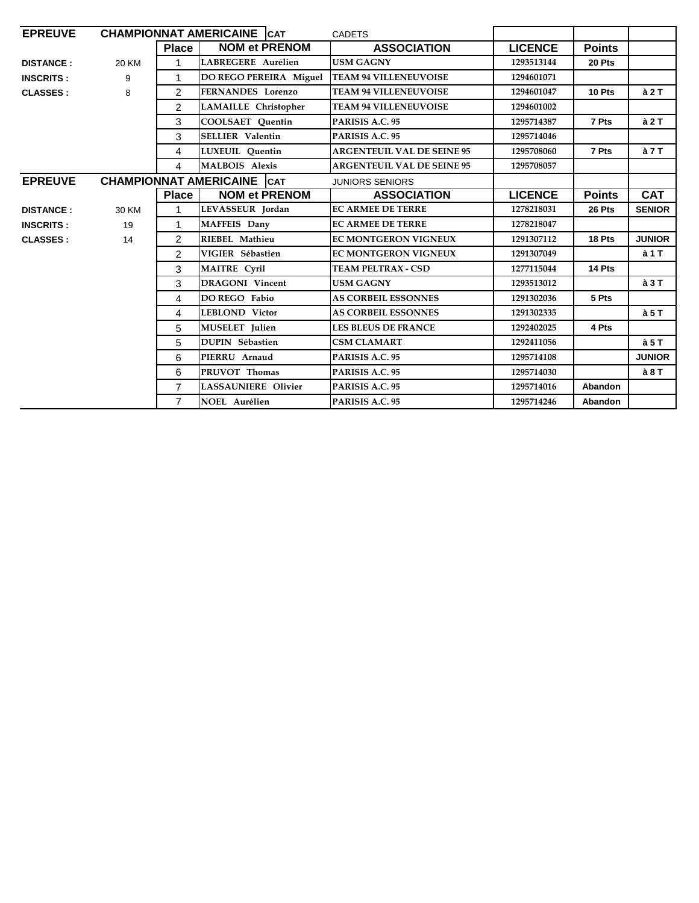| EPREUVE | CHAMPIONNAT AMERICAINE | CAT | CADETS | | | |
|---|---|---|---|---|---|---|
| | **Place** | **NOM et PRENOM** | **ASSOCIATION** | **LICENCE** | **Points** | |
| **DISTANCE :** 20 KM | 1 | LABREGERE Aurélien | USM GAGNY | 1293513144 | 20 Pts | |
| **INSCRITS :** 9 | 1 | DO REGO PEREIRA Miguel | TEAM 94 VILLENEUVOISE | 1294601071 | | |
| **CLASSES :** 8 | 2 | FERNANDES Lorenzo | TEAM 94 VILLENEUVOISE | 1294601047 | 10 Pts | à 2 T |
| | 2 | LAMAILLE Christopher | TEAM 94 VILLENEUVOISE | 1294601002 | | |
| | 3 | COOLSAET Quentin | PARISIS A.C. 95 | 1295714387 | 7 Pts | à 2 T |
| | 3 | SELLIER Valentin | PARISIS A.C. 95 | 1295714046 | | |
| | 4 | LUXEUIL Quentin | ARGENTEUIL VAL DE SEINE 95 | 1295708060 | 7 Pts | à 7 T |
| | 4 | MALBOIS Alexis | ARGENTEUIL VAL DE SEINE 95 | 1295708057 | | |

| EPREUVE | CHAMPIONNAT AMERICAINE | CAT | JUNIORS SENIORS | | | |
|---|---|---|---|---|---|---|
| | **Place** | **NOM et PRENOM** | **ASSOCIATION** | **LICENCE** | **Points** | **CAT** |
| **DISTANCE :** 30 KM | 1 | LEVASSEUR Jordan | EC ARMEE DE TERRE | 1278218031 | 26 Pts | SENIOR |
| **INSCRITS :** 19 | 1 | MAFFEIS Dany | EC ARMEE DE TERRE | 1278218047 | | |
| **CLASSES :** 14 | 2 | RIEBEL Mathieu | EC MONTGERON VIGNEUX | 1291307112 | 18 Pts | JUNIOR |
| | 2 | VIGIER Sébastien | EC MONTGERON VIGNEUX | 1291307049 | | à 1 T |
| | 3 | MAITRE Cyril | TEAM PELTRAX - CSD | 1277115044 | 14 Pts | |
| | 3 | DRAGONI Vincent | USM GAGNY | 1293513012 | | à 3 T |
| | 4 | DO REGO Fabio | AS CORBEIL ESSONNES | 1291302036 | 5 Pts | |
| | 4 | LEBLOND Victor | AS CORBEIL ESSONNES | 1291302335 | | à 5 T |
| | 5 | MUSELET Julien | LES BLEUS DE FRANCE | 1292402025 | 4 Pts | |
| | 5 | DUPIN Sébastien | CSM CLAMART | 1292411056 | | à 5 T |
| | 6 | PIERRU Arnaud | PARISIS A.C. 95 | 1295714108 | | JUNIOR |
| | 6 | PRUVOT Thomas | PARISIS A.C. 95 | 1295714030 | | à 8 T |
| | 7 | LASSAUNIERE Olivier | PARISIS A.C. 95 | 1295714016 | Abandon | |
| | 7 | NOEL Aurélien | PARISIS A.C. 95 | 1295714246 | Abandon | |